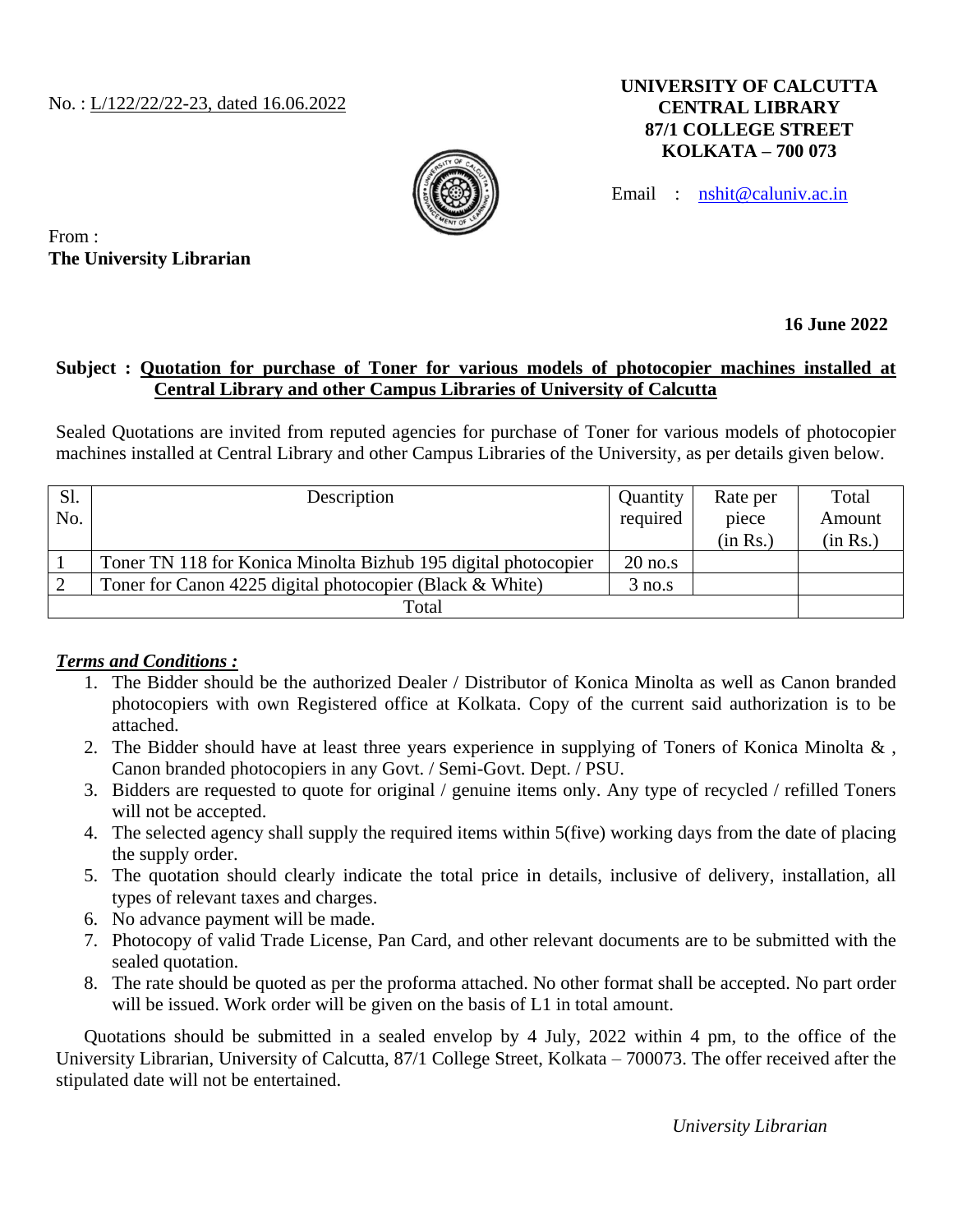No. : L/122/22/22-23, dated 16.06.2022

**UNIVERSITY OF CALCUTTA**
**CENTRAL LIBRARY**
**87/1 COLLEGE STREET**
**KOLKATA – 700 073**

Email : nshit@caluniv.ac.in

From :
**The University Librarian**

**16 June 2022**

**Subject : Quotation for purchase of Toner for various models of photocopier machines installed at Central Library and other Campus Libraries of University of Calcutta**

Sealed Quotations are invited from reputed agencies for purchase of Toner for various models of photocopier machines installed at Central Library and other Campus Libraries of the University, as per details given below.

| Sl. No. | Description | Quantity required | Rate per piece (in Rs.) | Total Amount (in Rs.) |
|---|---|---|---|---|
| 1 | Toner TN 118 for Konica Minolta Bizhub 195 digital photocopier | 20 no.s | | |
| 2 | Toner for Canon 4225 digital photocopier (Black & White) | 3 no.s | | |
| Total | | | | |

***Terms and Conditions :***

1. The Bidder should be the authorized Dealer / Distributor of Konica Minolta as well as Canon branded photocopiers with own Registered office at Kolkata. Copy of the current said authorization is to be attached.
2. The Bidder should have at least three years experience in supplying of Toners of Konica Minolta & , Canon branded photocopiers in any Govt. / Semi-Govt. Dept. / PSU.
3. Bidders are requested to quote for original / genuine items only. Any type of recycled / refilled Toners will not be accepted.
4. The selected agency shall supply the required items within 5(five) working days from the date of placing the supply order.
5. The quotation should clearly indicate the total price in details, inclusive of delivery, installation, all types of relevant taxes and charges.
6. No advance payment will be made.
7. Photocopy of valid Trade License, Pan Card, and other relevant documents are to be submitted with the sealed quotation.
8. The rate should be quoted as per the proforma attached. No other format shall be accepted. No part order will be issued. Work order will be given on the basis of L1 in total amount.

Quotations should be submitted in a sealed envelop by 4 July, 2022 within 4 pm, to the office of the University Librarian, University of Calcutta, 87/1 College Street, Kolkata – 700073. The offer received after the stipulated date will not be entertained.

*University Librarian*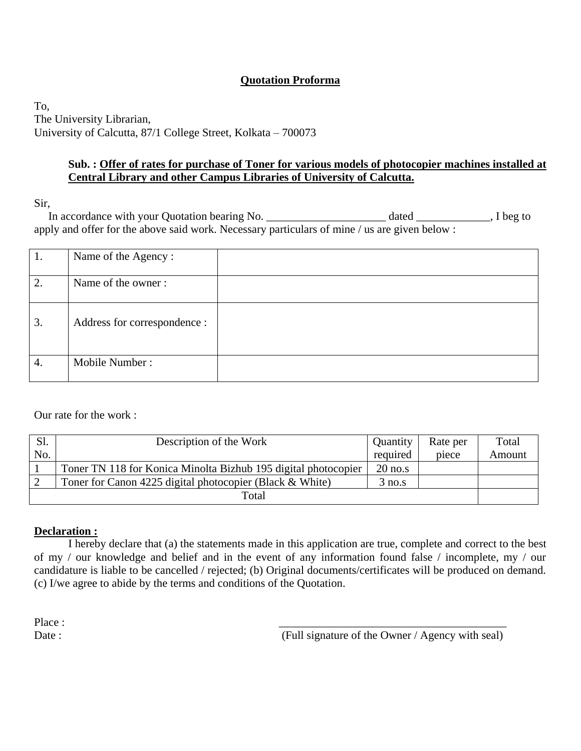## Quotation Proforma

To,
The University Librarian,
University of Calcutta, 87/1 College Street, Kolkata – 700073

**Sub. : Offer of rates for purchase of Toner for various models of photocopier machines installed at Central Library and other Campus Libraries of University of Calcutta.**

Sir,

In accordance with your Quotation bearing No. _____________________ dated _____________, I beg to apply and offer for the above said work. Necessary particulars of mine / us are given below :

| | | |
|---|---|---|
| 1. | Name of the Agency : | |
| 2. | Name of the owner : | |
| 3. | Address for correspondence : | |
| 4. | Mobile Number : | |

Our rate for the work :

| Sl. No. | Description of the Work | Quantity required | Rate per piece | Total Amount |
|---|---|---|---|---|
| 1 | Toner TN 118 for Konica Minolta Bizhub 195 digital photocopier | 20 no.s | | |
| 2 | Toner for Canon 4225 digital photocopier (Black & White) | 3 no.s | | |
| Total | | | | |

**Declaration :**

I hereby declare that (a) the statements made in this application are true, complete and correct to the best of my / our knowledge and belief and in the event of any information found false / incomplete, my / our candidature is liable to be cancelled / rejected; (b) Original documents/certificates will be produced on demand. (c) I/we agree to abide by the terms and conditions of the Quotation.

Place :

Date :

_________________________________________
(Full signature of the Owner / Agency with seal)